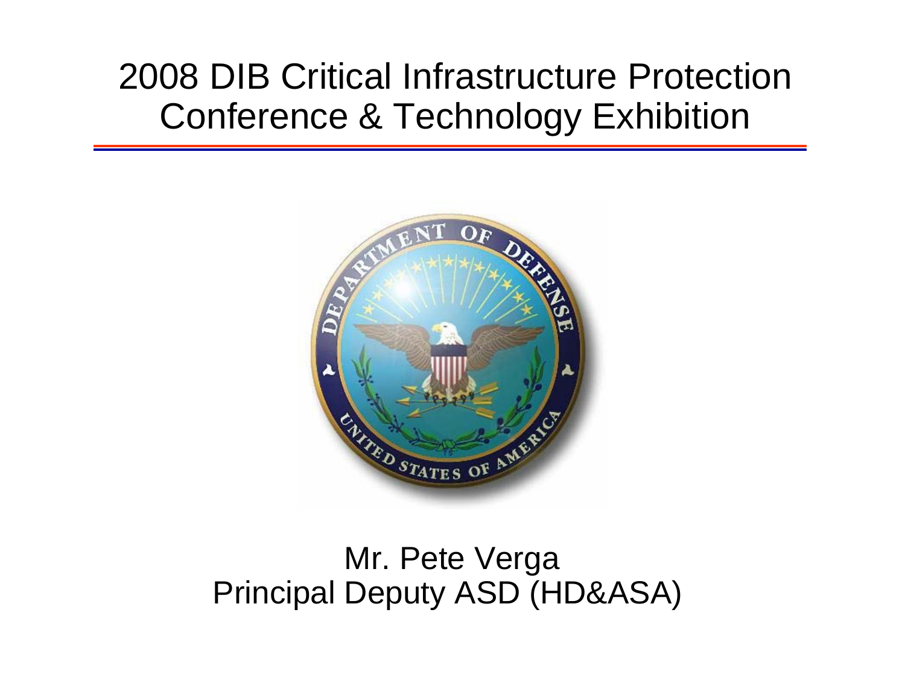# 2008 DIB Critical Infrastructure Protection Conference & Technology Exhibition

Mr. Pete Verga
Principal Deputy ASD (HD&ASA)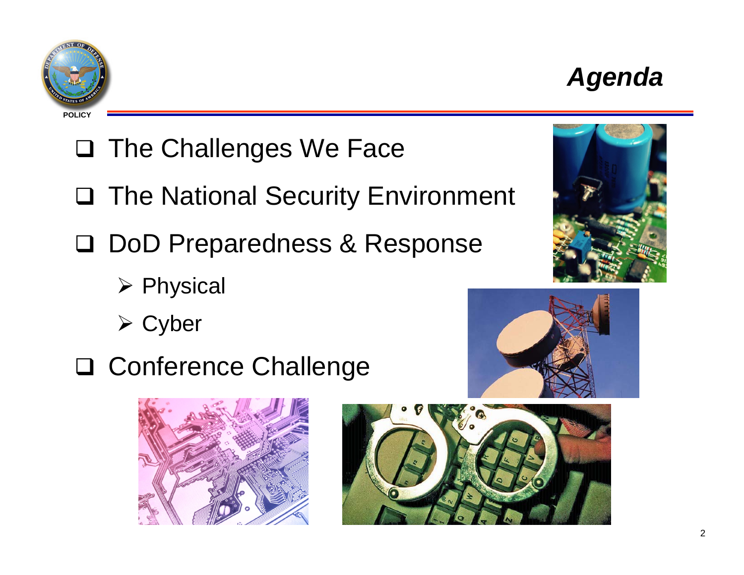# Agenda

- The Challenges We Face
- The National Security Environment
- DoD Preparedness & Response
  - Physical
  - Cyber
- Conference Challenge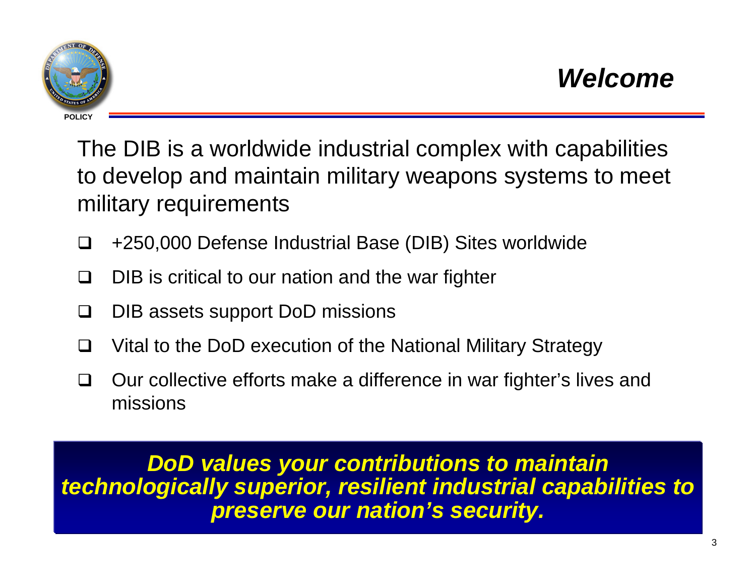# *Welcome*

The DIB is a worldwide industrial complex with capabilities to develop and maintain military weapons systems to meet military requirements

- +250,000 Defense Industrial Base (DIB) Sites worldwide
- DIB is critical to our nation and the war fighter
- DIB assets support DoD missions
- Vital to the DoD execution of the National Military Strategy
- Our collective efforts make a difference in war fighter's lives and missions

***DoD values your contributions to maintain technologically superior, resilient industrial capabilities to preserve our nation's security.***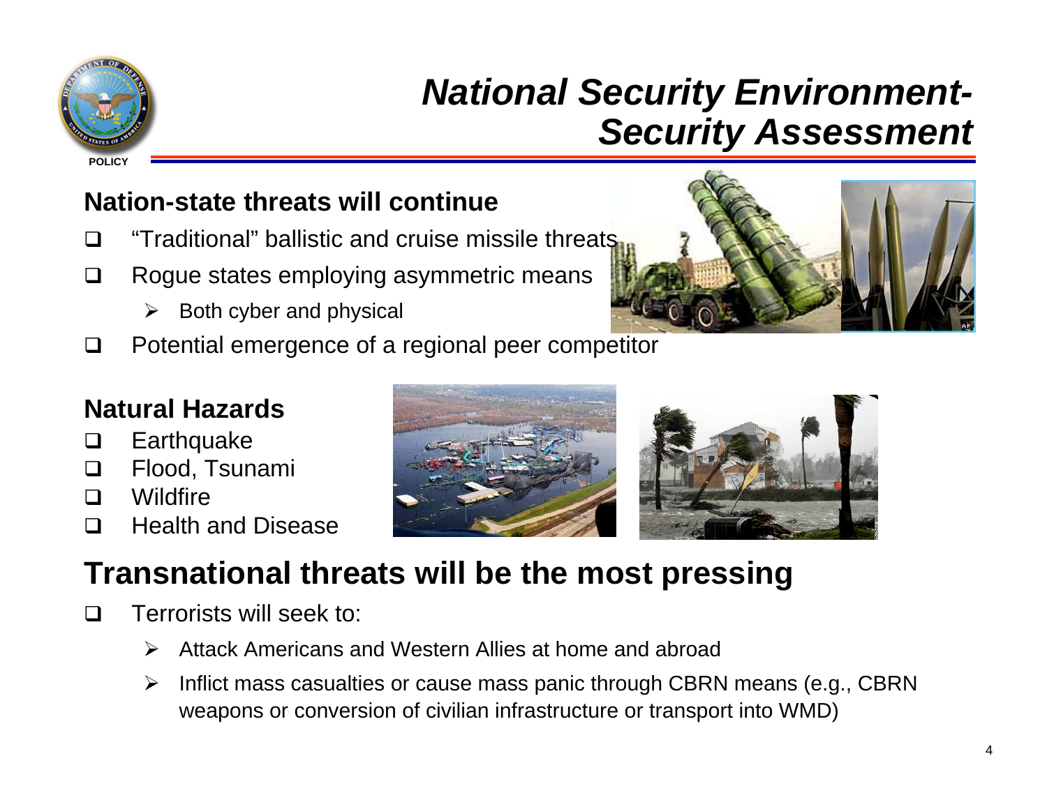# *National Security Environment-Security Assessment*

## Nation-state threats will continue

- "Traditional" ballistic and cruise missile threats
- Rogue states employing asymmetric means
  - Both cyber and physical
- Potential emergence of a regional peer competitor

## Natural Hazards

- Earthquake
- Flood, Tsunami
- Wildfire
- Health and Disease

## Transnational threats will be the most pressing

- Terrorists will seek to:
  - Attack Americans and Western Allies at home and abroad
  - Inflict mass casualties or cause mass panic through CBRN means (e.g., CBRN weapons or conversion of civilian infrastructure or transport into WMD)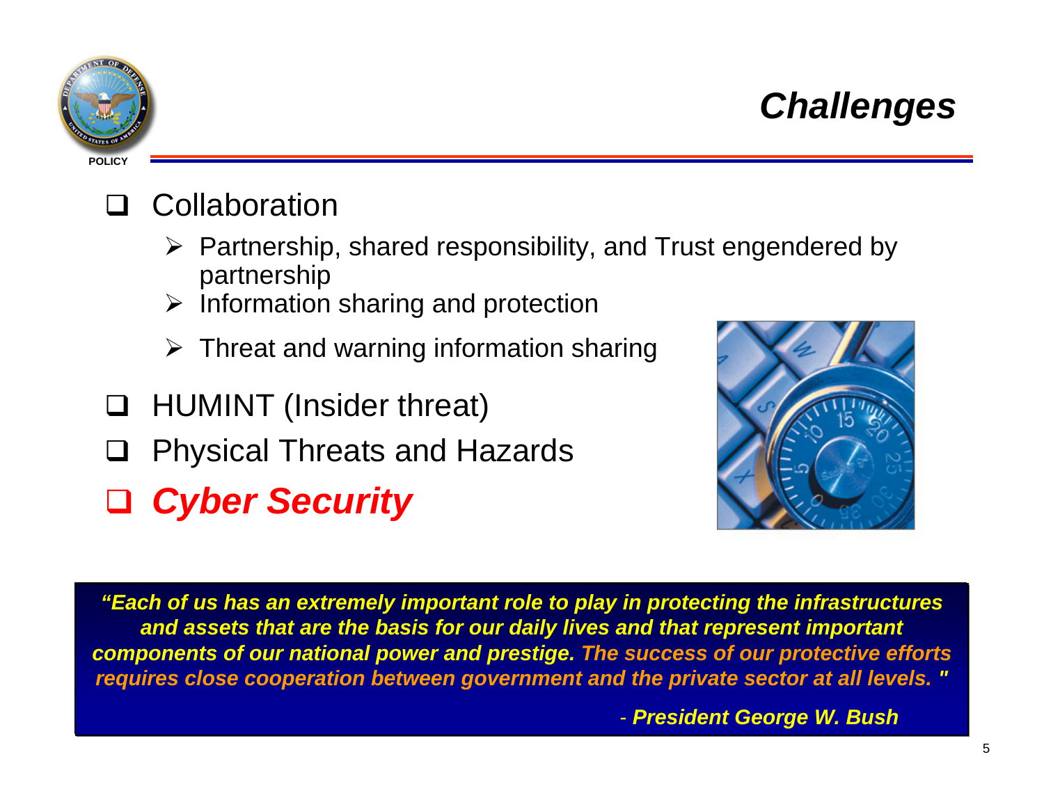# *Challenges*

POLICY

- Collaboration
  - Partnership, shared responsibility, and Trust engendered by partnership
  - Information sharing and protection
  - Threat and warning information sharing
- HUMINT (Insider threat)
- Physical Threats and Hazards
- ***Cyber Security***

***"Each of us has an extremely important role to play in protecting the infrastructures and assets that are the basis for our daily lives and that represent important components of our national power and prestige. The success of our protective efforts requires close cooperation between government and the private sector at all levels. "***

\- ***President George W. Bush***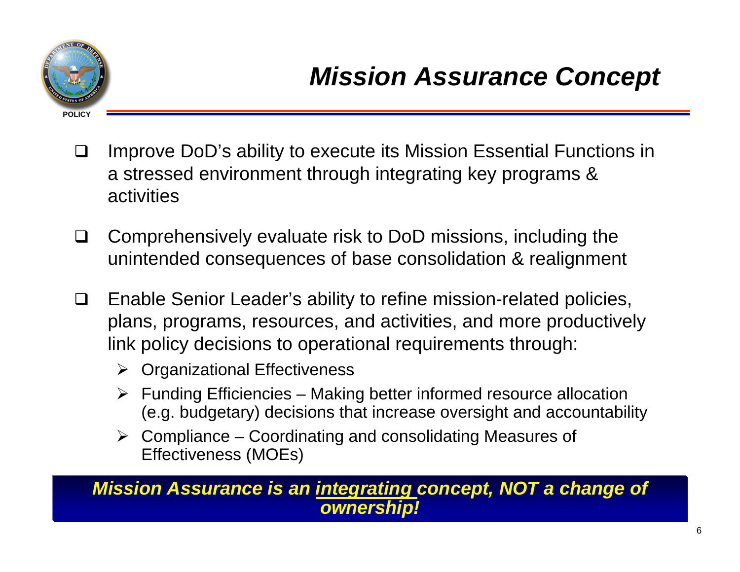# *Mission Assurance Concept*

- Improve DoD's ability to execute its Mission Essential Functions in a stressed environment through integrating key programs & activities

- Comprehensively evaluate risk to DoD missions, including the unintended consequences of base consolidation & realignment

- Enable Senior Leader's ability to refine mission-related policies, plans, programs, resources, and activities, and more productively link policy decisions to operational requirements through:
  - Organizational Effectiveness
  - Funding Efficiencies – Making better informed resource allocation (e.g. budgetary) decisions that increase oversight and accountability
  - Compliance – Coordinating and consolidating Measures of Effectiveness (MOEs)

***Mission Assurance is an <u>integrating</u> concept, NOT a change of ownership!***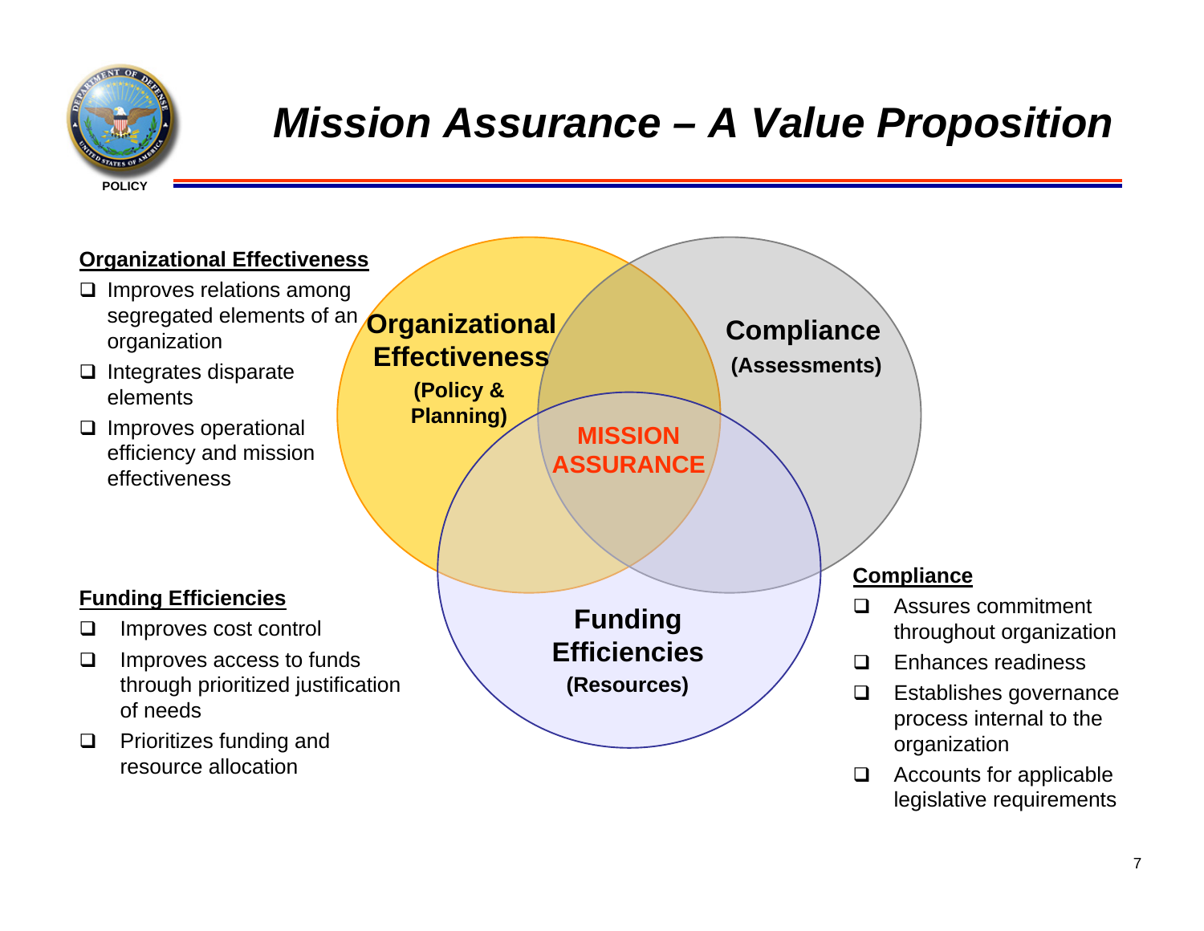# Mission Assurance – A Value Proposition

**Organizational Effectiveness**

- Improves relations among segregated elements of an organization
- Integrates disparate elements
- Improves operational efficiency and mission effectiveness

**Funding Efficiencies**

- Improves cost control
- Improves access to funds through prioritized justification of needs
- Prioritizes funding and resource allocation

**Organizational Effectiveness** (Policy & Planning)

**Compliance** (Assessments)

**Funding Efficiencies** (Resources)

**MISSION ASSURANCE**

**Compliance**

- Assures commitment throughout organization
- Enhances readiness
- Establishes governance process internal to the organization
- Accounts for applicable legislative requirements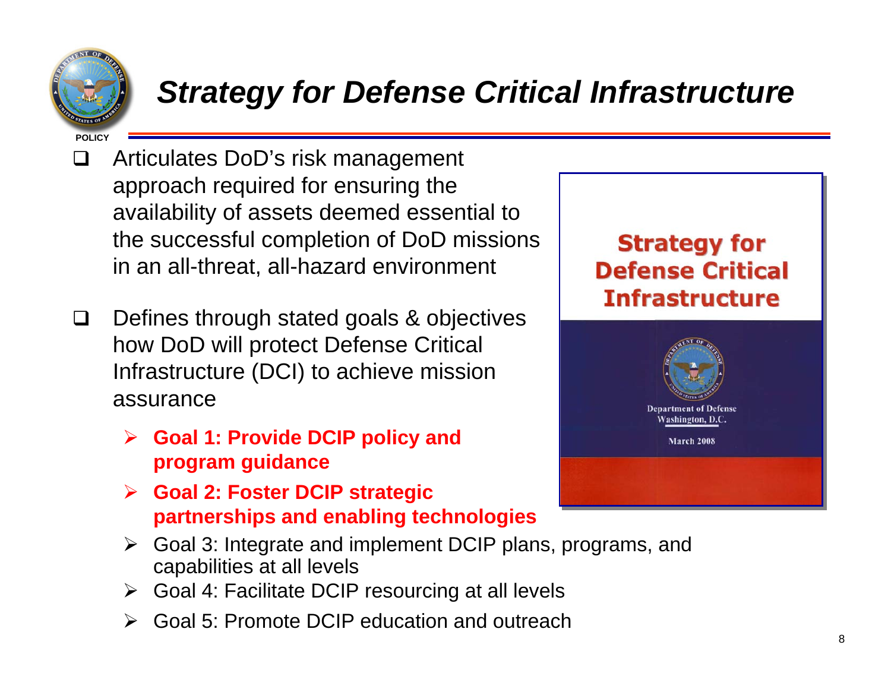# *Strategy for Defense Critical Infrastructure*

- Articulates DoD's risk management approach required for ensuring the availability of assets deemed essential to the successful completion of DoD missions in an all-threat, all-hazard environment
- Defines through stated goals & objectives how DoD will protect Defense Critical Infrastructure (DCI) to achieve mission assurance
  - **Goal 1: Provide DCIP policy and program guidance**
  - **Goal 2: Foster DCIP strategic partnerships and enabling technologies**
  - Goal 3: Integrate and implement DCIP plans, programs, and capabilities at all levels
  - Goal 4: Facilitate DCIP resourcing at all levels
  - Goal 5: Promote DCIP education and outreach

**Strategy for Defense Critical Infrastructure**

Department of Defense
Washington, D.C.

March 2008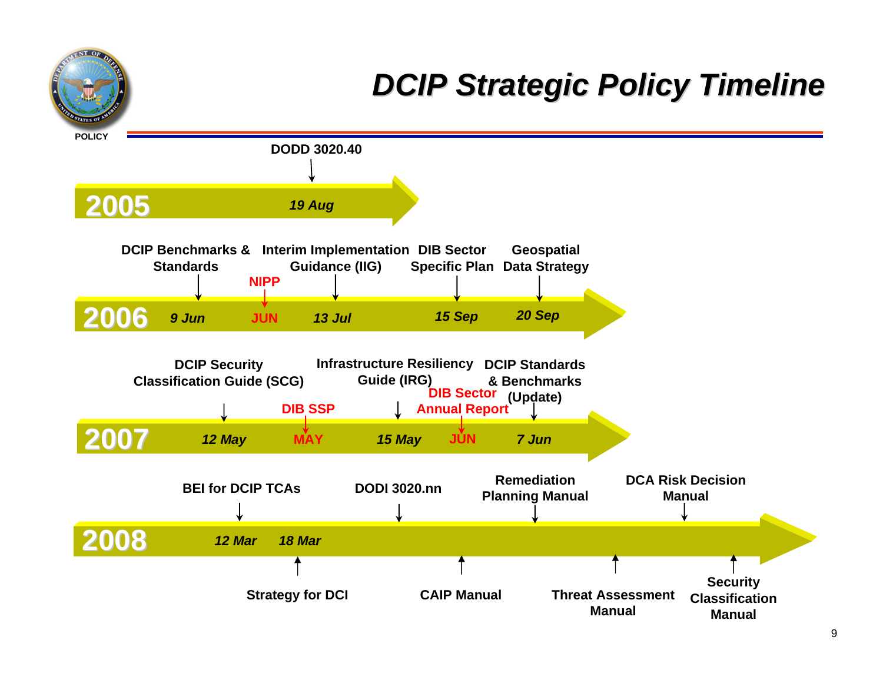# DCIP Strategic Policy Timeline

POLICY

## 2005

- 19 Aug — DODD 3020.40

## 2006

- 9 Jun — DCIP Benchmarks & Standards
- JUN — NIPP
- 13 Jul — Interim Implementation Guidance (IIG)
- 15 Sep — DIB Sector Specific Plan
- 20 Sep — Geospatial Data Strategy

## 2007

- 12 May — DCIP Security Classification Guide (SCG)
- MAY — DIB SSP
- 15 May — Infrastructure Resiliency Guide (IRG)
- JUN — DIB Sector Annual Report
- 7 Jun — DCIP Standards & Benchmarks (Update)

## 2008

- 12 Mar — BEI for DCIP TCAs
- 18 Mar — Strategy for DCI
- DODI 3020.nn
- CAIP Manual
- Remediation Planning Manual
- Threat Assessment Manual
- DCA Risk Decision Manual
- Security Classification Manual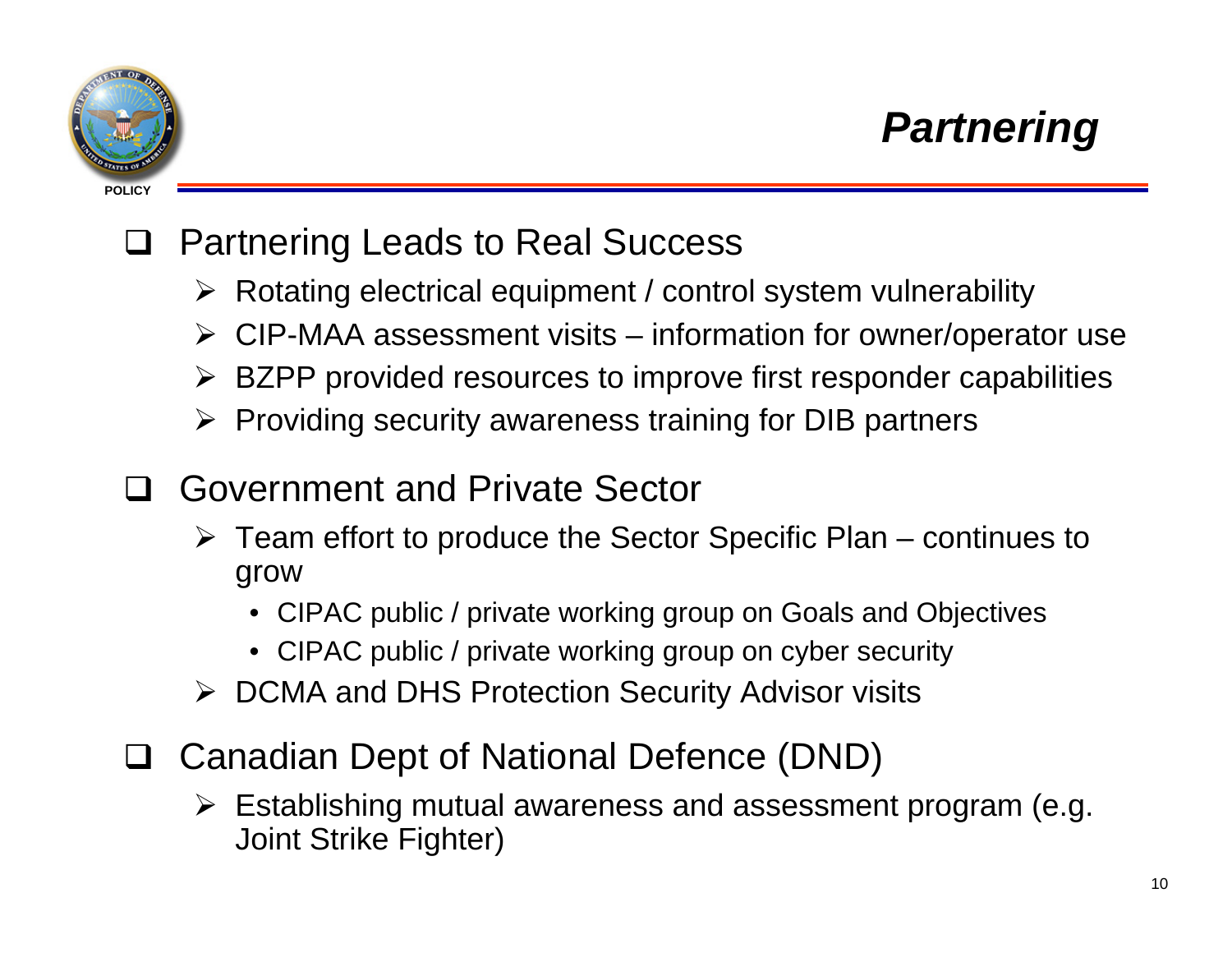POLICY

# Partnering

- Partnering Leads to Real Success
  - Rotating electrical equipment / control system vulnerability
  - CIP-MAA assessment visits – information for owner/operator use
  - BZPP provided resources to improve first responder capabilities
  - Providing security awareness training for DIB partners
- Government and Private Sector
  - Team effort to produce the Sector Specific Plan – continues to grow
    - CIPAC public / private working group on Goals and Objectives
    - CIPAC public / private working group on cyber security
  - DCMA and DHS Protection Security Advisor visits
- Canadian Dept of National Defence (DND)
  - Establishing mutual awareness and assessment program (e.g. Joint Strike Fighter)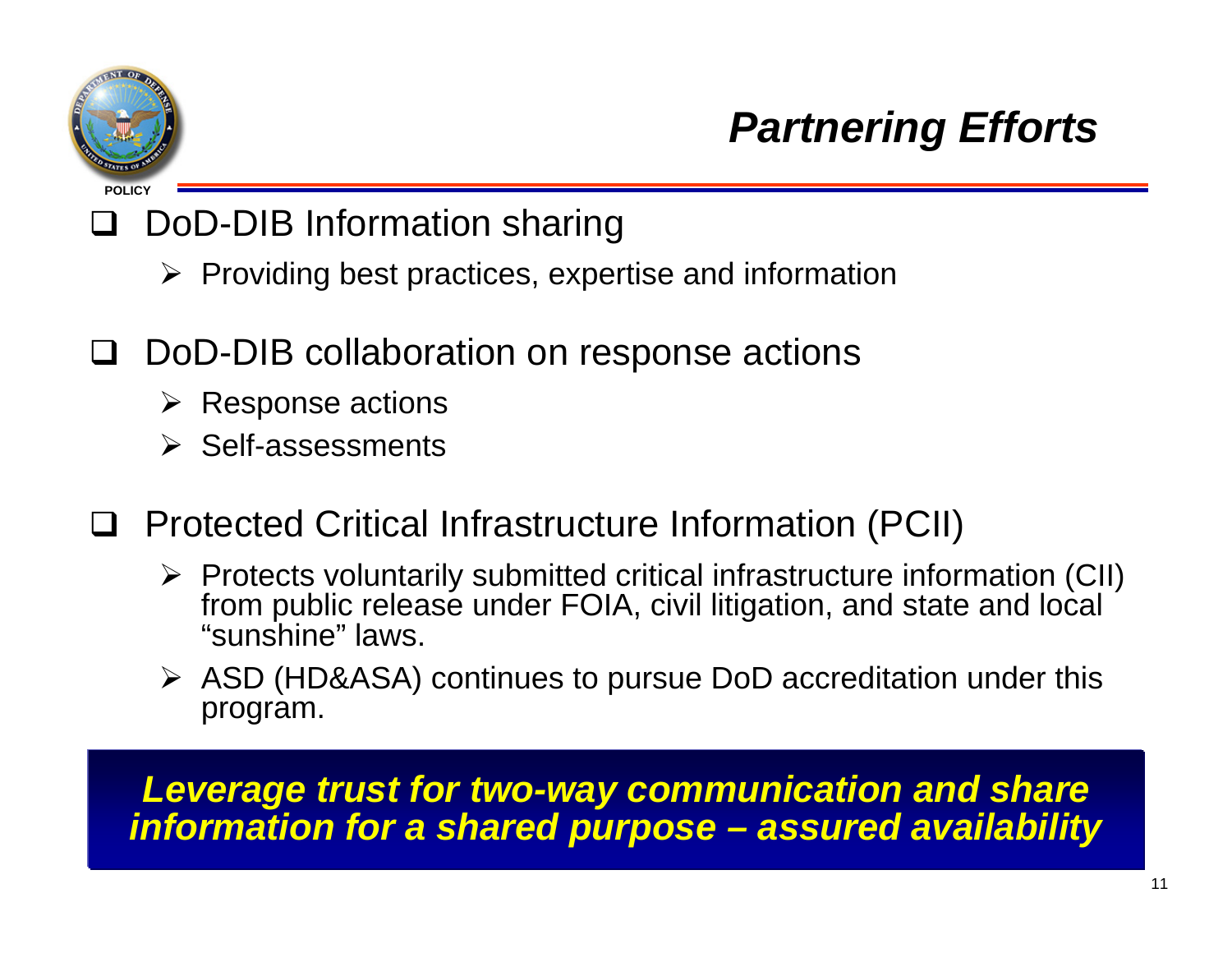# *Partnering Efforts*

- DoD-DIB Information sharing
  - Providing best practices, expertise and information

- DoD-DIB collaboration on response actions
  - Response actions
  - Self-assessments

- Protected Critical Infrastructure Information (PCII)
  - Protects voluntarily submitted critical infrastructure information (CII) from public release under FOIA, civil litigation, and state and local "sunshine" laws.
  - ASD (HD&ASA) continues to pursue DoD accreditation under this program.

***Leverage trust for two-way communication and share information for a shared purpose – assured availability***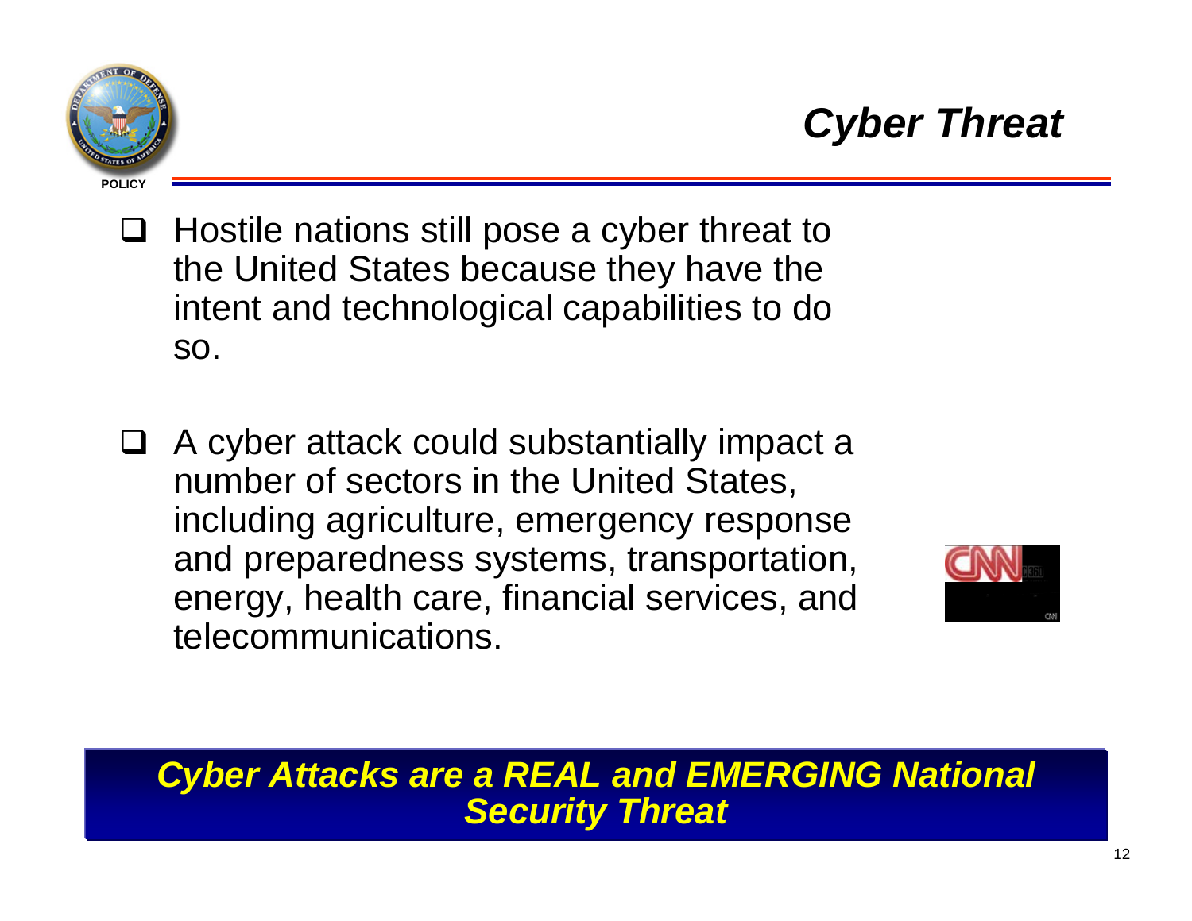# *Cyber Threat*

- Hostile nations still pose a cyber threat to the United States because they have the intent and technological capabilities to do so.

- A cyber attack could substantially impact a number of sectors in the United States, including agriculture, emergency response and preparedness systems, transportation, energy, health care, financial services, and telecommunications.

***Cyber Attacks are a REAL and EMERGING National Security Threat***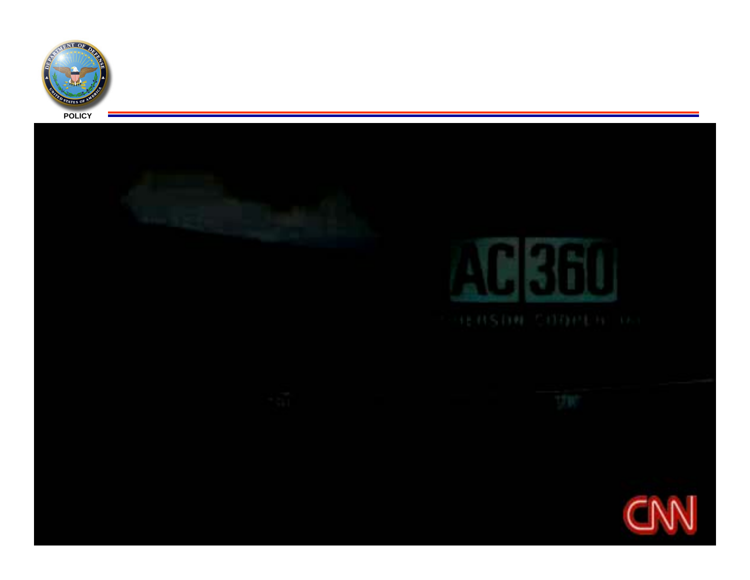POLICY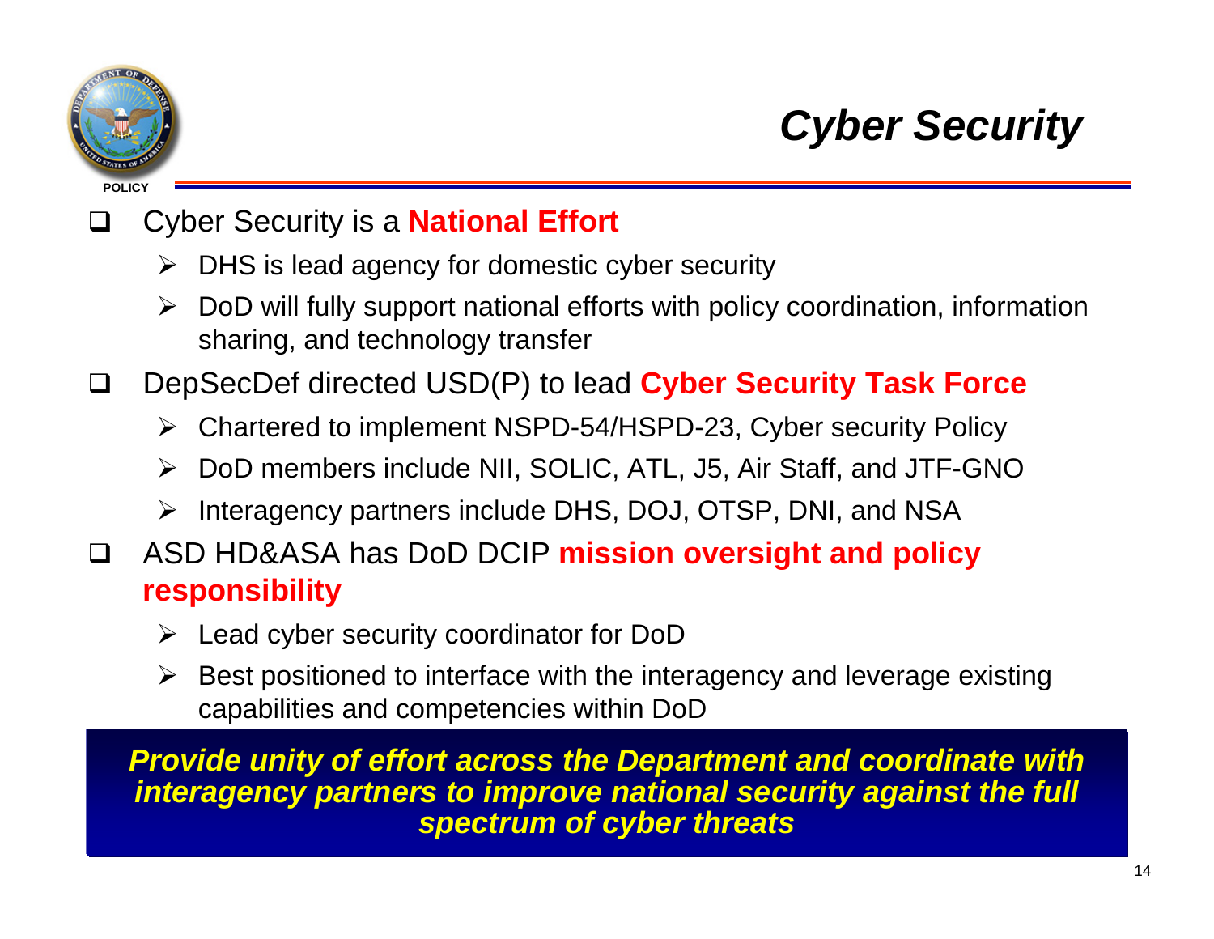# *Cyber Security*

POLICY

- Cyber Security is a **National Effort**
  - DHS is lead agency for domestic cyber security
  - DoD will fully support national efforts with policy coordination, information sharing, and technology transfer
- DepSecDef directed USD(P) to lead **Cyber Security Task Force**
  - Chartered to implement NSPD-54/HSPD-23, Cyber security Policy
  - DoD members include NII, SOLIC, ATL, J5, Air Staff, and JTF-GNO
  - Interagency partners include DHS, DOJ, OTSP, DNI, and NSA
- ASD HD&ASA has DoD DCIP **mission oversight and policy responsibility**
  - Lead cyber security coordinator for DoD
  - Best positioned to interface with the interagency and leverage existing capabilities and competencies within DoD

***Provide unity of effort across the Department and coordinate with interagency partners to improve national security against the full spectrum of cyber threats***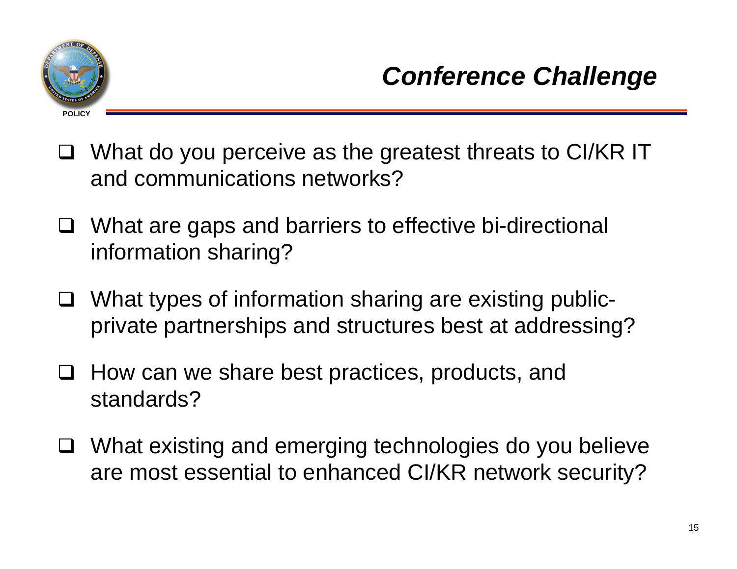## *Conference Challenge*

- What do you perceive as the greatest threats to CI/KR IT and communications networks?
- What are gaps and barriers to effective bi-directional information sharing?
- What types of information sharing are existing public-private partnerships and structures best at addressing?
- How can we share best practices, products, and standards?
- What existing and emerging technologies do you believe are most essential to enhanced CI/KR network security?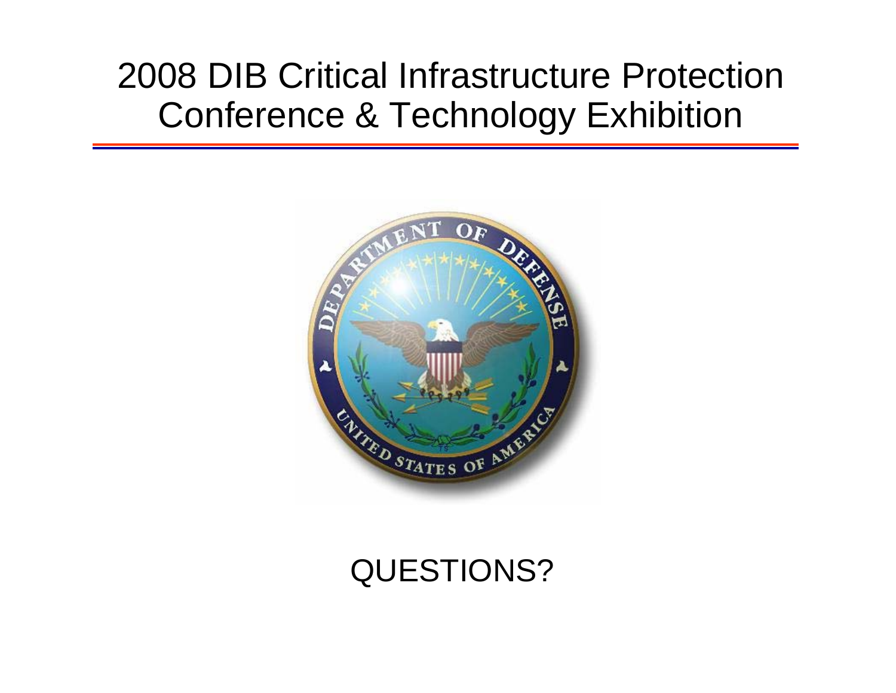# 2008 DIB Critical Infrastructure Protection Conference & Technology Exhibition

QUESTIONS?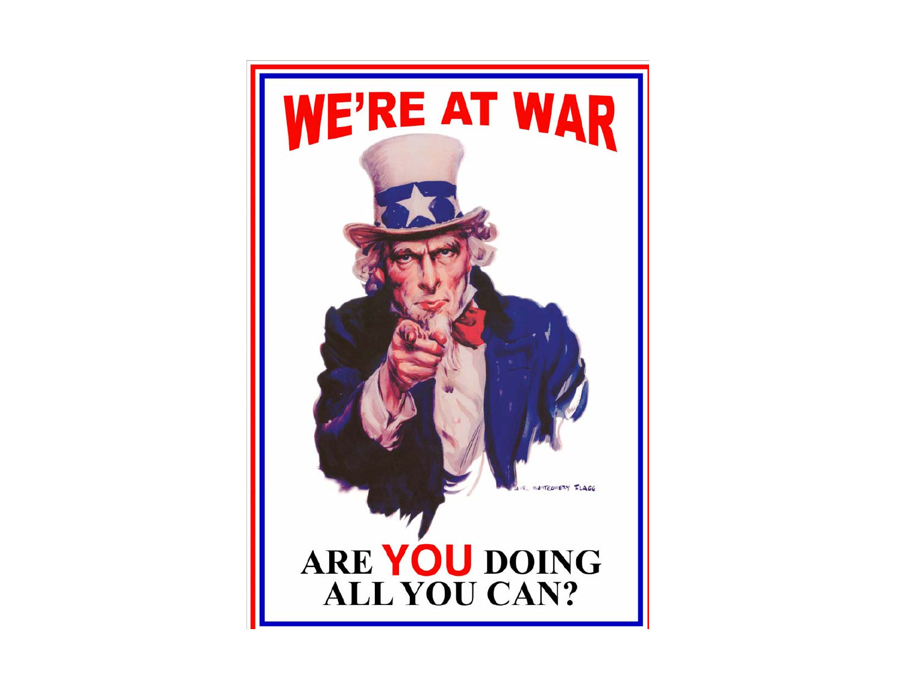# WE'RE AT WAR

ARE **YOU** DOING ALL YOU CAN?